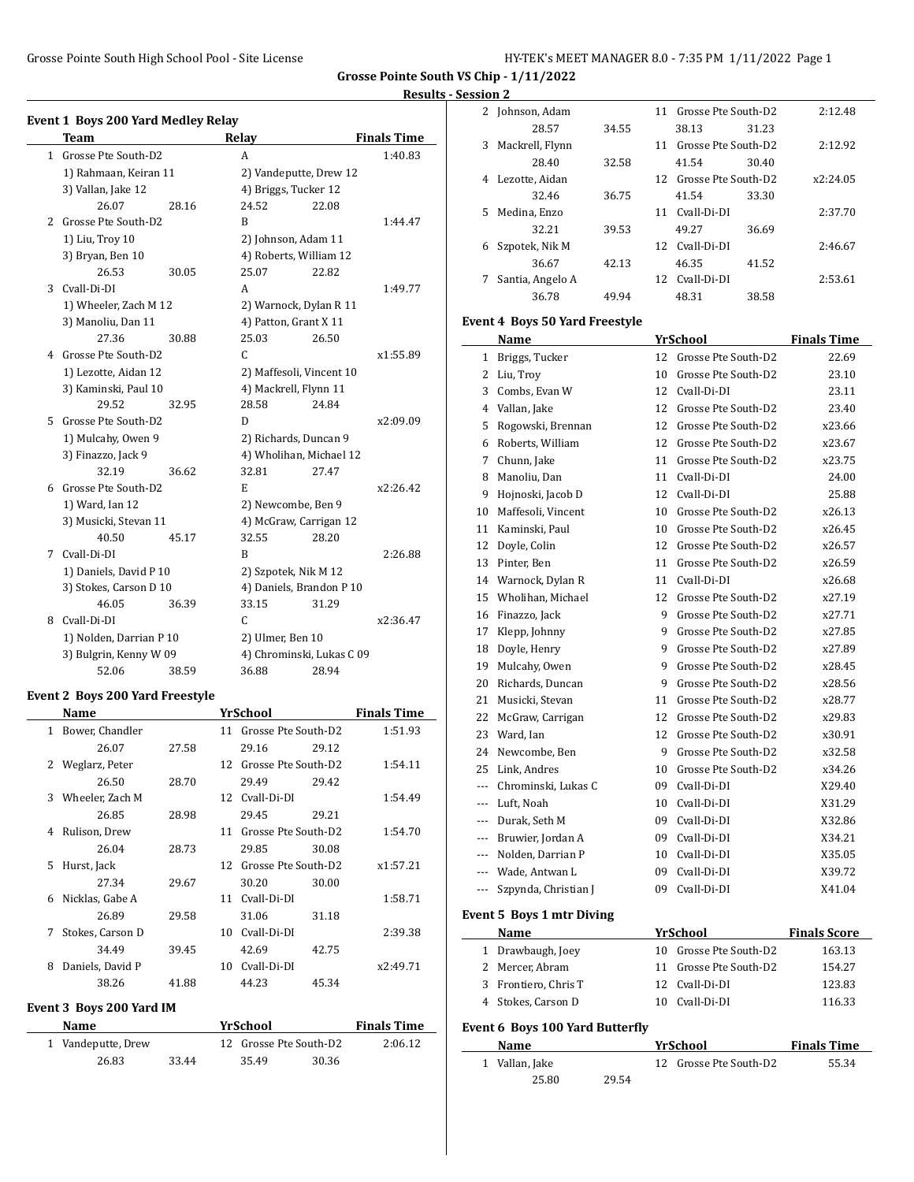**Grosse Pointe South VS Chip - 1/11/2022**

**Results - Session 2**

### Event 1 Boys 200 Yard Medley Relay

| | Team | Relay | Finals Time |
|---|---|---|---|
| 1 | Grosse Pte South-D2 | A | 1:40.83 |
| | 1) Rahmaan, Keiran 11 | 2) Vandeputte, Drew 12 | |
| | 3) Vallan, Jake 12 | 4) Briggs, Tucker 12 | |
| | 26.07 28.16 | 24.52 22.08 | |
| 2 | Grosse Pte South-D2 | B | 1:44.47 |
| | 1) Liu, Troy 10 | 2) Johnson, Adam 11 | |
| | 3) Bryan, Ben 10 | 4) Roberts, William 12 | |
| | 26.53 30.05 | 25.07 22.82 | |
| 3 | Cvall-Di-DI | A | 1:49.77 |
| | 1) Wheeler, Zach M 12 | 2) Warnock, Dylan R 11 | |
| | 3) Manoliu, Dan 11 | 4) Patton, Grant X 11 | |
| | 27.36 30.88 | 25.03 26.50 | |
| 4 | Grosse Pte South-D2 | C | x1:55.89 |
| | 1) Lezotte, Aidan 12 | 2) Maffesoli, Vincent 10 | |
| | 3) Kaminski, Paul 10 | 4) Mackrell, Flynn 11 | |
| | 29.52 32.95 | 28.58 24.84 | |
| 5 | Grosse Pte South-D2 | D | x2:09.09 |
| | 1) Mulcahy, Owen 9 | 2) Richards, Duncan 9 | |
| | 3) Finazzo, Jack 9 | 4) Wholihan, Michael 12 | |
| | 32.19 36.62 | 32.81 27.47 | |
| 6 | Grosse Pte South-D2 | E | x2:26.42 |
| | 1) Ward, Ian 12 | 2) Newcombe, Ben 9 | |
| | 3) Musicki, Stevan 11 | 4) McGraw, Carrigan 12 | |
| | 40.50 45.17 | 32.55 28.20 | |
| 7 | Cvall-Di-DI | B | 2:26.88 |
| | 1) Daniels, David P 10 | 2) Szpotek, Nik M 12 | |
| | 3) Stokes, Carson D 10 | 4) Daniels, Brandon P 10 | |
| | 46.05 36.39 | 33.15 31.29 | |
| 8 | Cvall-Di-DI | C | x2:36.47 |
| | 1) Nolden, Darrian P 10 | 2) Ulmer, Ben 10 | |
| | 3) Bulgrin, Kenny W 09 | 4) Chrominski, Lukas C 09 | |
| | 52.06 38.59 | 36.88 28.94 | |

### Event 2 Boys 200 Yard Freestyle

| | Name | Yr | School | Finals Time |
|---|---|---|---|---|
| 1 | Bower, Chandler | 11 | Grosse Pte South-D2 | 1:51.93 |
| | 26.07 27.58 | | 29.16 29.12 | |
| 2 | Weglarz, Peter | 12 | Grosse Pte South-D2 | 1:54.11 |
| | 26.50 28.70 | | 29.49 29.42 | |
| 3 | Wheeler, Zach M | 12 | Cvall-Di-DI | 1:54.49 |
| | 26.85 28.98 | | 29.45 29.21 | |
| 4 | Rulison, Drew | 11 | Grosse Pte South-D2 | 1:54.70 |
| | 26.04 28.73 | | 29.85 30.08 | |
| 5 | Hurst, Jack | 12 | Grosse Pte South-D2 | x1:57.21 |
| | 27.34 29.67 | | 30.20 30.00 | |
| 6 | Nicklas, Gabe A | 11 | Cvall-Di-DI | 1:58.71 |
| | 26.89 29.58 | | 31.06 31.18 | |
| 7 | Stokes, Carson D | 10 | Cvall-Di-DI | 2:39.38 |
| | 34.49 39.45 | | 42.69 42.75 | |
| 8 | Daniels, David P | 10 | Cvall-Di-DI | x2:49.71 |
| | 38.26 41.88 | | 44.23 45.34 | |

### Event 3 Boys 200 Yard IM

| | Name | Yr | School | Finals Time |
|---|---|---|---|---|
| 1 | Vandeputte, Drew | 12 | Grosse Pte South-D2 | 2:06.12 |
| | 26.83 33.44 | | 35.49 30.36 | |
| 2 | Johnson, Adam | 11 | Grosse Pte South-D2 | 2:12.48 |
| | 28.57 34.55 | | 38.13 31.23 | |
| 3 | Mackrell, Flynn | 11 | Grosse Pte South-D2 | 2:12.92 |
| | 28.40 32.58 | | 41.54 30.40 | |
| 4 | Lezotte, Aidan | 12 | Grosse Pte South-D2 | x2:24.05 |
| | 32.46 36.75 | | 41.54 33.30 | |
| 5 | Medina, Enzo | 11 | Cvall-Di-DI | 2:37.70 |
| | 32.21 39.53 | | 49.27 36.69 | |
| 6 | Szpotek, Nik M | 12 | Cvall-Di-DI | 2:46.67 |
| | 36.67 42.13 | | 46.35 41.52 | |
| 7 | Santia, Angelo A | 12 | Cvall-Di-DI | 2:53.61 |
| | 36.78 49.94 | | 48.31 38.58 | |

### Event 4 Boys 50 Yard Freestyle

| | Name | Yr | School | Finals Time |
|---|---|---|---|---|
| 1 | Briggs, Tucker | 12 | Grosse Pte South-D2 | 22.69 |
| 2 | Liu, Troy | 10 | Grosse Pte South-D2 | 23.10 |
| 3 | Combs, Evan W | 12 | Cvall-Di-DI | 23.11 |
| 4 | Vallan, Jake | 12 | Grosse Pte South-D2 | 23.40 |
| 5 | Rogowski, Brennan | 12 | Grosse Pte South-D2 | x23.66 |
| 6 | Roberts, William | 12 | Grosse Pte South-D2 | x23.67 |
| 7 | Chunn, Jake | 11 | Grosse Pte South-D2 | x23.75 |
| 8 | Manoliu, Dan | 11 | Cvall-Di-DI | 24.00 |
| 9 | Hojnoski, Jacob D | 12 | Cvall-Di-DI | 25.88 |
| 10 | Maffesoli, Vincent | 10 | Grosse Pte South-D2 | x26.13 |
| 11 | Kaminski, Paul | 10 | Grosse Pte South-D2 | x26.45 |
| 12 | Doyle, Colin | 12 | Grosse Pte South-D2 | x26.57 |
| 13 | Pinter, Ben | 11 | Grosse Pte South-D2 | x26.59 |
| 14 | Warnock, Dylan R | 11 | Cvall-Di-DI | x26.68 |
| 15 | Wholihan, Michael | 12 | Grosse Pte South-D2 | x27.19 |
| 16 | Finazzo, Jack | 9 | Grosse Pte South-D2 | x27.71 |
| 17 | Klepp, Johnny | 9 | Grosse Pte South-D2 | x27.85 |
| 18 | Doyle, Henry | 9 | Grosse Pte South-D2 | x27.89 |
| 19 | Mulcahy, Owen | 9 | Grosse Pte South-D2 | x28.45 |
| 20 | Richards, Duncan | 9 | Grosse Pte South-D2 | x28.56 |
| 21 | Musicki, Stevan | 11 | Grosse Pte South-D2 | x28.77 |
| 22 | McGraw, Carrigan | 12 | Grosse Pte South-D2 | x29.83 |
| 23 | Ward, Ian | 12 | Grosse Pte South-D2 | x30.91 |
| 24 | Newcombe, Ben | 9 | Grosse Pte South-D2 | x32.58 |
| 25 | Link, Andres | 10 | Grosse Pte South-D2 | x34.26 |
| --- | Chrominski, Lukas C | 09 | Cvall-Di-DI | X29.40 |
| --- | Luft, Noah | 10 | Cvall-Di-DI | X31.29 |
| --- | Durak, Seth M | 09 | Cvall-Di-DI | X32.86 |
| --- | Bruwier, Jordan A | 09 | Cvall-Di-DI | X34.21 |
| --- | Nolden, Darrian P | 10 | Cvall-Di-DI | X35.05 |
| --- | Wade, Antwan L | 09 | Cvall-Di-DI | X39.72 |
| --- | Szpynda, Christian J | 09 | Cvall-Di-DI | X41.04 |

### Event 5 Boys 1 mtr Diving

| | Name | Yr | School | Finals Score |
|---|---|---|---|---|
| 1 | Drawbaugh, Joey | 10 | Grosse Pte South-D2 | 163.13 |
| 2 | Mercer, Abram | 11 | Grosse Pte South-D2 | 154.27 |
| 3 | Frontiero, Chris T | 12 | Cvall-Di-DI | 123.83 |
| 4 | Stokes, Carson D | 10 | Cvall-Di-DI | 116.33 |

### Event 6 Boys 100 Yard Butterfly

| | Name | Yr | School | Finals Time |
|---|---|---|---|---|
| 1 | Vallan, Jake | 12 | Grosse Pte South-D2 | 55.34 |
| | 25.80 29.54 | | | |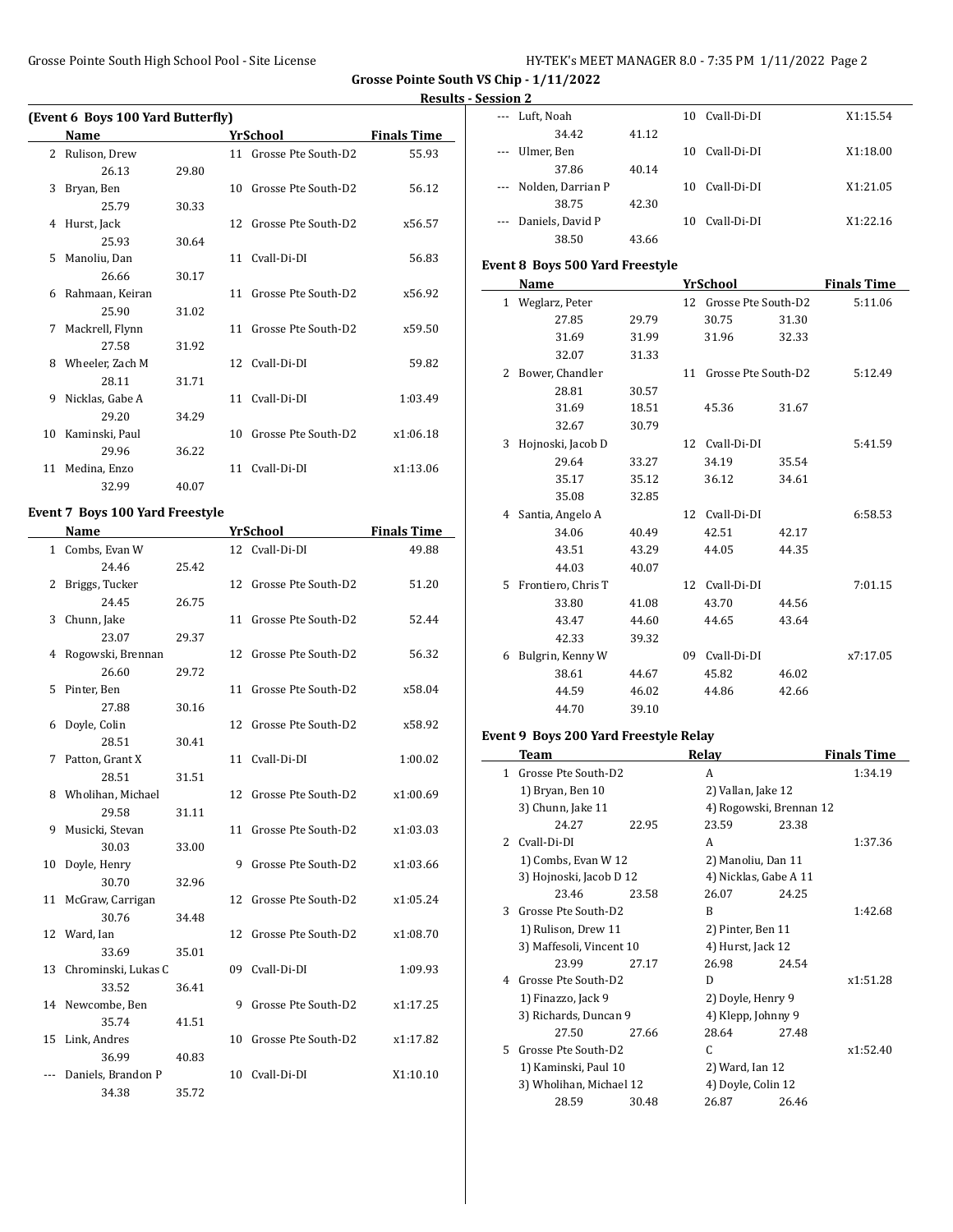**Grosse Pointe South VS Chip - 1/11/2022**

**Results - Session 2**

### (Event 6 Boys 100 Yard Butterfly)

| | Name | Yr | School | Finals Time |
|---|---|---|---|---|
| 2 | Rulison, Drew | 11 | Grosse Pte South-D2 | 55.93 |
| | 26.13 29.80 | | | |
| 3 | Bryan, Ben | 10 | Grosse Pte South-D2 | 56.12 |
| | 25.79 30.33 | | | |
| 4 | Hurst, Jack | 12 | Grosse Pte South-D2 | x56.57 |
| | 25.93 30.64 | | | |
| 5 | Manoliu, Dan | 11 | Cvall-Di-DI | 56.83 |
| | 26.66 30.17 | | | |
| 6 | Rahmaan, Keiran | 11 | Grosse Pte South-D2 | x56.92 |
| | 25.90 31.02 | | | |
| 7 | Mackrell, Flynn | 11 | Grosse Pte South-D2 | x59.50 |
| | 27.58 31.92 | | | |
| 8 | Wheeler, Zach M | 12 | Cvall-Di-DI | 59.82 |
| | 28.11 31.71 | | | |
| 9 | Nicklas, Gabe A | 11 | Cvall-Di-DI | 1:03.49 |
| | 29.20 34.29 | | | |
| 10 | Kaminski, Paul | 10 | Grosse Pte South-D2 | x1:06.18 |
| | 29.96 36.22 | | | |
| 11 | Medina, Enzo | 11 | Cvall-Di-DI | x1:13.06 |
| | 32.99 40.07 | | | |

### Event 7 Boys 100 Yard Freestyle

| | Name | Yr | School | Finals Time |
|---|---|---|---|---|
| 1 | Combs, Evan W | 12 | Cvall-Di-DI | 49.88 |
| | 24.46 25.42 | | | |
| 2 | Briggs, Tucker | 12 | Grosse Pte South-D2 | 51.20 |
| | 24.45 26.75 | | | |
| 3 | Chunn, Jake | 11 | Grosse Pte South-D2 | 52.44 |
| | 23.07 29.37 | | | |
| 4 | Rogowski, Brennan | 12 | Grosse Pte South-D2 | 56.32 |
| | 26.60 29.72 | | | |
| 5 | Pinter, Ben | 11 | Grosse Pte South-D2 | x58.04 |
| | 27.88 30.16 | | | |
| 6 | Doyle, Colin | 12 | Grosse Pte South-D2 | x58.92 |
| | 28.51 30.41 | | | |
| 7 | Patton, Grant X | 11 | Cvall-Di-DI | 1:00.02 |
| | 28.51 31.51 | | | |
| 8 | Wholihan, Michael | 12 | Grosse Pte South-D2 | x1:00.69 |
| | 29.58 31.11 | | | |
| 9 | Musicki, Stevan | 11 | Grosse Pte South-D2 | x1:03.03 |
| | 30.03 33.00 | | | |
| 10 | Doyle, Henry | 9 | Grosse Pte South-D2 | x1:03.66 |
| | 30.70 32.96 | | | |
| 11 | McGraw, Carrigan | 12 | Grosse Pte South-D2 | x1:05.24 |
| | 30.76 34.48 | | | |
| 12 | Ward, Ian | 12 | Grosse Pte South-D2 | x1:08.70 |
| | 33.69 35.01 | | | |
| 13 | Chrominski, Lukas C | 09 | Cvall-Di-DI | 1:09.93 |
| | 33.52 36.41 | | | |
| 14 | Newcombe, Ben | 9 | Grosse Pte South-D2 | x1:17.25 |
| | 35.74 41.51 | | | |
| 15 | Link, Andres | 10 | Grosse Pte South-D2 | x1:17.82 |
| | 36.99 40.83 | | | |
| --- | Daniels, Brandon P | 10 | Cvall-Di-DI | X1:10.10 |
| | 34.38 35.72 | | | |
| --- | Luft, Noah | 10 | Cvall-Di-DI | X1:15.54 |
| | 34.42 41.12 | | | |
| --- | Ulmer, Ben | 10 | Cvall-Di-DI | X1:18.00 |
| | 37.86 40.14 | | | |
| --- | Nolden, Darrian P | 10 | Cvall-Di-DI | X1:21.05 |
| | 38.75 42.30 | | | |
| --- | Daniels, David P | 10 | Cvall-Di-DI | X1:22.16 |
| | 38.50 43.66 | | | |

### Event 8 Boys 500 Yard Freestyle

| | Name | Yr | School | Finals Time |
|---|---|---|---|---|
| 1 | Weglarz, Peter | 12 | Grosse Pte South-D2 | 5:11.06 |
| | 27.85 29.79 30.75 31.30 | | | |
| | 31.69 31.99 31.96 32.33 | | | |
| | 32.07 31.33 | | | |
| 2 | Bower, Chandler | 11 | Grosse Pte South-D2 | 5:12.49 |
| | 28.81 30.57 | | | |
| | 31.69 18.51 45.36 31.67 | | | |
| | 32.67 30.79 | | | |
| 3 | Hojnoski, Jacob D | 12 | Cvall-Di-DI | 5:41.59 |
| | 29.64 33.27 34.19 35.54 | | | |
| | 35.17 35.12 36.12 34.61 | | | |
| | 35.08 32.85 | | | |
| 4 | Santia, Angelo A | 12 | Cvall-Di-DI | 6:58.53 |
| | 34.06 40.49 42.51 42.17 | | | |
| | 43.51 43.29 44.05 44.35 | | | |
| | 44.03 40.07 | | | |
| 5 | Frontiero, Chris T | 12 | Cvall-Di-DI | 7:01.15 |
| | 33.80 41.08 43.70 44.56 | | | |
| | 43.47 44.60 44.65 43.64 | | | |
| | 42.33 39.32 | | | |
| 6 | Bulgrin, Kenny W | 09 | Cvall-Di-DI | x7:17.05 |
| | 38.61 44.67 45.82 46.02 | | | |
| | 44.59 46.02 44.86 42.66 | | | |
| | 44.70 39.10 | | | |

### Event 9 Boys 200 Yard Freestyle Relay

| | Team | Relay | Finals Time |
|---|---|---|---|
| 1 | Grosse Pte South-D2 | A | 1:34.19 |
| | 1) Bryan, Ben 10 | 2) Vallan, Jake 12 | |
| | 3) Chunn, Jake 11 | 4) Rogowski, Brennan 12 | |
| | 24.27 22.95 | 23.59 23.38 | |
| 2 | Cvall-Di-DI | A | 1:37.36 |
| | 1) Combs, Evan W 12 | 2) Manoliu, Dan 11 | |
| | 3) Hojnoski, Jacob D 12 | 4) Nicklas, Gabe A 11 | |
| | 23.46 23.58 | 26.07 24.25 | |
| 3 | Grosse Pte South-D2 | B | 1:42.68 |
| | 1) Rulison, Drew 11 | 2) Pinter, Ben 11 | |
| | 3) Maffesoli, Vincent 10 | 4) Hurst, Jack 12 | |
| | 23.99 27.17 | 26.98 24.54 | |
| 4 | Grosse Pte South-D2 | D | x1:51.28 |
| | 1) Finazzo, Jack 9 | 2) Doyle, Henry 9 | |
| | 3) Richards, Duncan 9 | 4) Klepp, Johnny 9 | |
| | 27.50 27.66 | 28.64 27.48 | |
| 5 | Grosse Pte South-D2 | C | x1:52.40 |
| | 1) Kaminski, Paul 10 | 2) Ward, Ian 12 | |
| | 3) Wholihan, Michael 12 | 4) Doyle, Colin 12 | |
| | 28.59 30.48 | 26.87 26.46 | |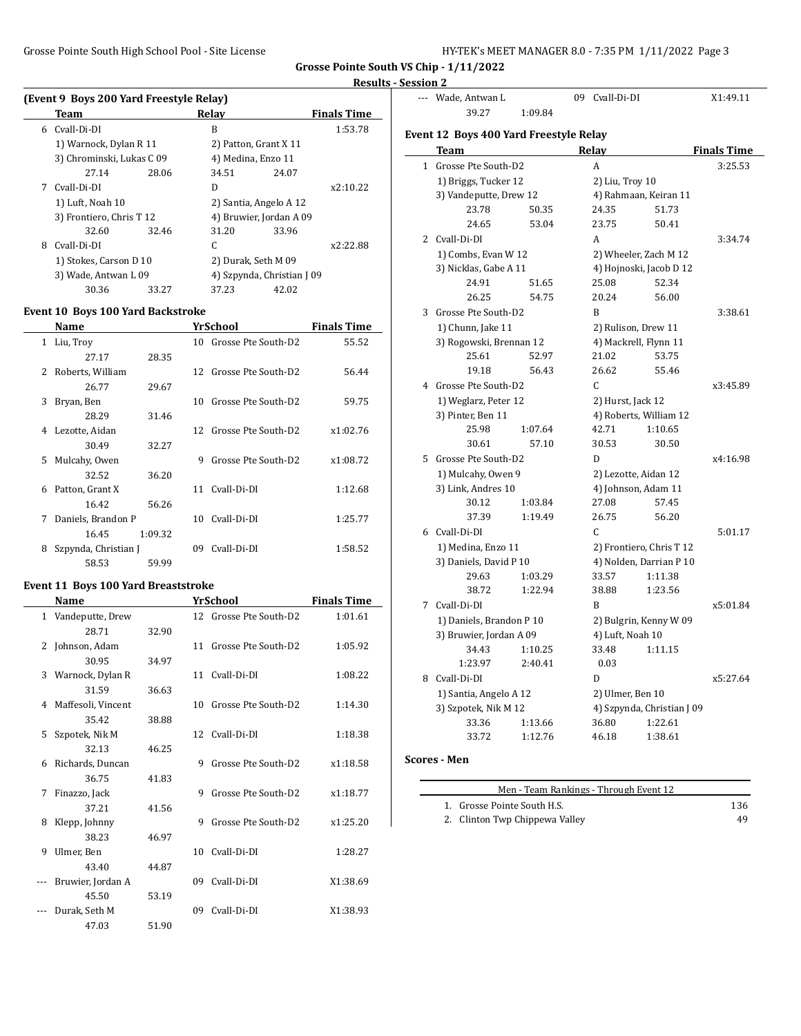**Grosse Pointe South VS Chip - 1/11/2022**

**Results - Session 2**

### (Event 9 Boys 200 Yard Freestyle Relay)

| | Team | Relay | Finals Time |
|---|---|---|---|
| 6 | Cvall-Di-DI | B | 1:53.78 |
| | 1) Warnock, Dylan R 11 | 2) Patton, Grant X 11 | |
| | 3) Chrominski, Lukas C 09 | 4) Medina, Enzo 11 | |
| | 27.14 28.06 | 34.51 24.07 | |
| 7 | Cvall-Di-DI | D | x2:10.22 |
| | 1) Luft, Noah 10 | 2) Santia, Angelo A 12 | |
| | 3) Frontiero, Chris T 12 | 4) Bruwier, Jordan A 09 | |
| | 32.60 32.46 | 31.20 33.96 | |
| 8 | Cvall-Di-DI | C | x2:22.88 |
| | 1) Stokes, Carson D 10 | 2) Durak, Seth M 09 | |
| | 3) Wade, Antwan L 09 | 4) Szpynda, Christian J 09 | |
| | 30.36 33.27 | 37.23 42.02 | |

### Event 10 Boys 100 Yard Backstroke

| | Name | Yr | School | Finals Time |
|---|---|---|---|---|
| 1 | Liu, Troy | 10 | Grosse Pte South-D2 | 55.52 |
| | 27.17 28.35 | | | |
| 2 | Roberts, William | 12 | Grosse Pte South-D2 | 56.44 |
| | 26.77 29.67 | | | |
| 3 | Bryan, Ben | 10 | Grosse Pte South-D2 | 59.75 |
| | 28.29 31.46 | | | |
| 4 | Lezotte, Aidan | 12 | Grosse Pte South-D2 | x1:02.76 |
| | 30.49 32.27 | | | |
| 5 | Mulcahy, Owen | 9 | Grosse Pte South-D2 | x1:08.72 |
| | 32.52 36.20 | | | |
| 6 | Patton, Grant X | 11 | Cvall-Di-DI | 1:12.68 |
| | 16.42 56.26 | | | |
| 7 | Daniels, Brandon P | 10 | Cvall-Di-DI | 1:25.77 |
| | 16.45 1:09.32 | | | |
| 8 | Szpynda, Christian J | 09 | Cvall-Di-DI | 1:58.52 |
| | 58.53 59.99 | | | |

### Event 11 Boys 100 Yard Breaststroke

| | Name | Yr | School | Finals Time |
|---|---|---|---|---|
| 1 | Vandeputte, Drew | 12 | Grosse Pte South-D2 | 1:01.61 |
| | 28.71 32.90 | | | |
| 2 | Johnson, Adam | 11 | Grosse Pte South-D2 | 1:05.92 |
| | 30.95 34.97 | | | |
| 3 | Warnock, Dylan R | 11 | Cvall-Di-DI | 1:08.22 |
| | 31.59 36.63 | | | |
| 4 | Maffesoli, Vincent | 10 | Grosse Pte South-D2 | 1:14.30 |
| | 35.42 38.88 | | | |
| 5 | Szpotek, Nik M | 12 | Cvall-Di-DI | 1:18.38 |
| | 32.13 46.25 | | | |
| 6 | Richards, Duncan | 9 | Grosse Pte South-D2 | x1:18.58 |
| | 36.75 41.83 | | | |
| 7 | Finazzo, Jack | 9 | Grosse Pte South-D2 | x1:18.77 |
| | 37.21 41.56 | | | |
| 8 | Klepp, Johnny | 9 | Grosse Pte South-D2 | x1:25.20 |
| | 38.23 46.97 | | | |
| 9 | Ulmer, Ben | 10 | Cvall-Di-DI | 1:28.27 |
| | 43.40 44.87 | | | |
| --- | Bruwier, Jordan A | 09 | Cvall-Di-DI | X1:38.69 |
| | 45.50 53.19 | | | |
| --- | Durak, Seth M | 09 | Cvall-Di-DI | X1:38.93 |
| | 47.03 51.90 | | | |
| --- | Wade, Antwan L | 09 | Cvall-Di-DI | X1:49.11 |
| | 39.27 1:09.84 | | | |

### Event 12 Boys 400 Yard Freestyle Relay

| | Team | Relay | Finals Time |
|---|---|---|---|
| 1 | Grosse Pte South-D2 | A | 3:25.53 |
| | 1) Briggs, Tucker 12 | 2) Liu, Troy 10 | |
| | 3) Vandeputte, Drew 12 | 4) Rahmaan, Keiran 11 | |
| | 23.78 50.35 | 24.35 51.73 | |
| | 24.65 53.04 | 23.75 50.41 | |
| 2 | Cvall-Di-DI | A | 3:34.74 |
| | 1) Combs, Evan W 12 | 2) Wheeler, Zach M 12 | |
| | 3) Nicklas, Gabe A 11 | 4) Hojnoski, Jacob D 12 | |
| | 24.91 51.65 | 25.08 52.34 | |
| | 26.25 54.75 | 20.24 56.00 | |
| 3 | Grosse Pte South-D2 | B | 3:38.61 |
| | 1) Chunn, Jake 11 | 2) Rulison, Drew 11 | |
| | 3) Rogowski, Brennan 12 | 4) Mackrell, Flynn 11 | |
| | 25.61 52.97 | 21.02 53.75 | |
| | 19.18 56.43 | 26.62 55.46 | |
| 4 | Grosse Pte South-D2 | C | x3:45.89 |
| | 1) Weglarz, Peter 12 | 2) Hurst, Jack 12 | |
| | 3) Pinter, Ben 11 | 4) Roberts, William 12 | |
| | 25.98 1:07.64 | 42.71 1:10.65 | |
| | 30.61 57.10 | 30.53 30.50 | |
| 5 | Grosse Pte South-D2 | D | x4:16.98 |
| | 1) Mulcahy, Owen 9 | 2) Lezotte, Aidan 12 | |
| | 3) Link, Andres 10 | 4) Johnson, Adam 11 | |
| | 30.12 1:03.84 | 27.08 57.45 | |
| | 37.39 1:19.49 | 26.75 56.20 | |
| 6 | Cvall-Di-DI | C | 5:01.17 |
| | 1) Medina, Enzo 11 | 2) Frontiero, Chris T 12 | |
| | 3) Daniels, David P 10 | 4) Nolden, Darrian P 10 | |
| | 29.63 1:03.29 | 33.57 1:11.38 | |
| | 38.72 1:22.94 | 38.88 1:23.56 | |
| 7 | Cvall-Di-DI | B | x5:01.84 |
| | 1) Daniels, Brandon P 10 | 2) Bulgrin, Kenny W 09 | |
| | 3) Bruwier, Jordan A 09 | 4) Luft, Noah 10 | |
| | 34.43 1:10.25 | 33.48 1:11.15 | |
| | 1:23.97 2:40.41 | 0.03 | |
| 8 | Cvall-Di-DI | D | x5:27.64 |
| | 1) Santia, Angelo A 12 | 2) Ulmer, Ben 10 | |
| | 3) Szpotek, Nik M 12 | 4) Szpynda, Christian J 09 | |
| | 33.36 1:13.66 | 36.80 1:22.61 | |
| | 33.72 1:12.76 | 46.18 1:38.61 | |

### Scores - Men

| Men - Team Rankings - Through Event 12 | |
|---|---|
| 1. Grosse Pointe South H.S. | 136 |
| 2. Clinton Twp Chippewa Valley | 49 |